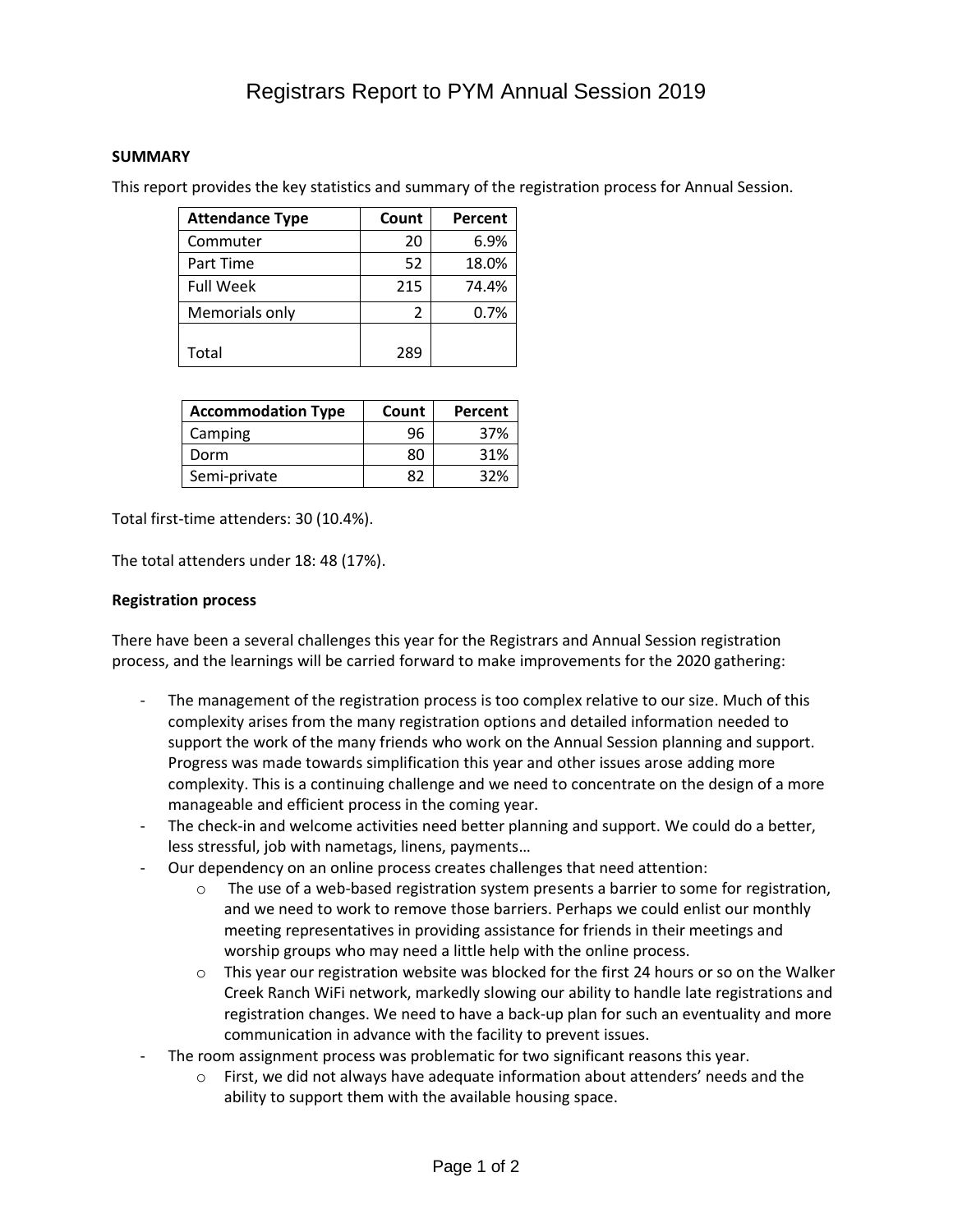# Registrars Report to PYM Annual Session 2019

**SUMMARY**

This report provides the key statistics and summary of the registration process for Annual Session.

| Attendance Type | Count | Percent |
|---|---|---|
| Commuter | 20 | 6.9% |
| Part Time | 52 | 18.0% |
| Full Week | 215 | 74.4% |
| Memorials only | 2 | 0.7% |
| Total | 289 | |

| Accommodation Type | Count | Percent |
|---|---|---|
| Camping | 96 | 37% |
| Dorm | 80 | 31% |
| Semi-private | 82 | 32% |

Total first-time attenders: 30 (10.4%).

The total attenders under 18: 48 (17%).

**Registration process**

There have been a several challenges this year for the Registrars and Annual Session registration process, and the learnings will be carried forward to make improvements for the 2020 gathering:

- The management of the registration process is too complex relative to our size. Much of this complexity arises from the many registration options and detailed information needed to support the work of the many friends who work on the Annual Session planning and support. Progress was made towards simplification this year and other issues arose adding more complexity. This is a continuing challenge and we need to concentrate on the design of a more manageable and efficient process in the coming year.
- The check-in and welcome activities need better planning and support. We could do a better, less stressful, job with nametags, linens, payments…
- Our dependency on an online process creates challenges that need attention:
  - The use of a web-based registration system presents a barrier to some for registration, and we need to work to remove those barriers. Perhaps we could enlist our monthly meeting representatives in providing assistance for friends in their meetings and worship groups who may need a little help with the online process.
  - This year our registration website was blocked for the first 24 hours or so on the Walker Creek Ranch WiFi network, markedly slowing our ability to handle late registrations and registration changes. We need to have a back-up plan for such an eventuality and more communication in advance with the facility to prevent issues.
- The room assignment process was problematic for two significant reasons this year.
  - First, we did not always have adequate information about attenders' needs and the ability to support them with the available housing space.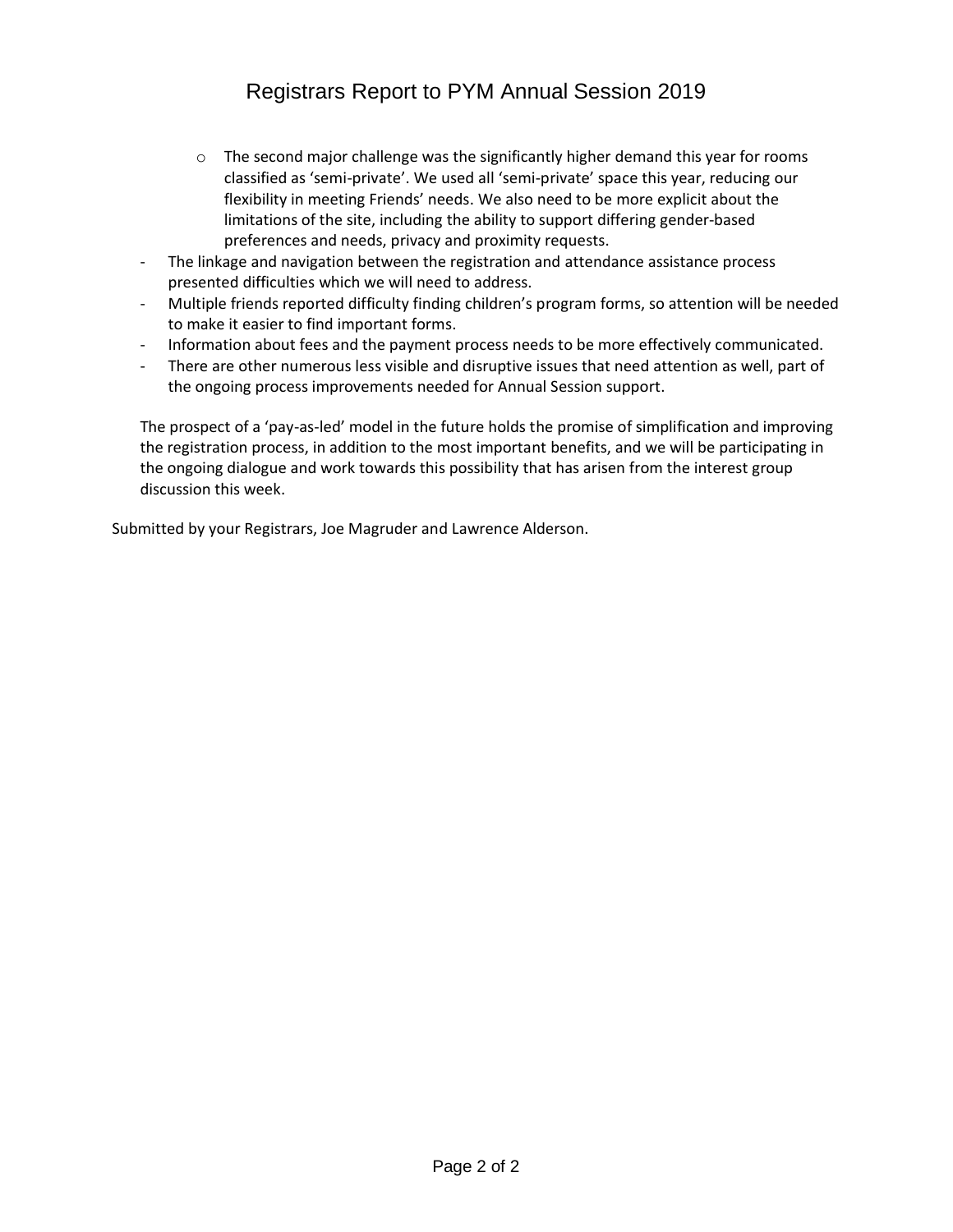- The second major challenge was the significantly higher demand this year for rooms classified as 'semi-private'. We used all 'semi-private' space this year, reducing our flexibility in meeting Friends' needs. We also need to be more explicit about the limitations of the site, including the ability to support differing gender-based preferences and needs, privacy and proximity requests.

- The linkage and navigation between the registration and attendance assistance process presented difficulties which we will need to address.
- Multiple friends reported difficulty finding children's program forms, so attention will be needed to make it easier to find important forms.
- Information about fees and the payment process needs to be more effectively communicated.
- There are other numerous less visible and disruptive issues that need attention as well, part of the ongoing process improvements needed for Annual Session support.

The prospect of a 'pay-as-led' model in the future holds the promise of simplification and improving the registration process, in addition to the most important benefits, and we will be participating in the ongoing dialogue and work towards this possibility that has arisen from the interest group discussion this week.

Submitted by your Registrars, Joe Magruder and Lawrence Alderson.